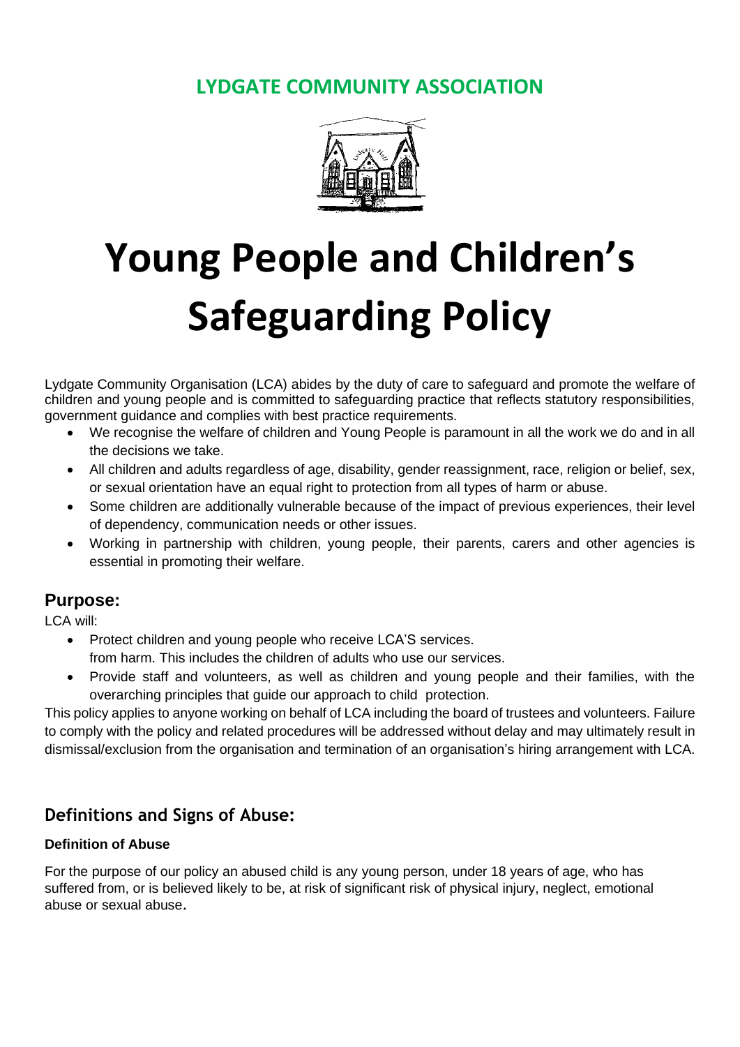## LYDGATE COMMUNITY ASSOCIATION

# Young People and Children's Safeguarding Policy

Lydgate Community Organisation (LCA) abides by the duty of care to safeguard and promote the welfare of children and young people and is committed to safeguarding practice that reflects statutory responsibilities, government guidance and complies with best practice requirements.

- We recognise the welfare of children and Young People is paramount in all the work we do and in all the decisions we take.
- All children and adults regardless of age, disability, gender reassignment, race, religion or belief, sex, or sexual orientation have an equal right to protection from all types of harm or abuse.
- Some children are additionally vulnerable because of the impact of previous experiences, their level of dependency, communication needs or other issues.
- Working in partnership with children, young people, their parents, carers and other agencies is essential in promoting their welfare.

## Purpose:

LCA will:

- Protect children and young people who receive LCA'S services.
  from harm. This includes the children of adults who use our services.
- Provide staff and volunteers, as well as children and young people and their families, with the overarching principles that guide our approach to child protection.

This policy applies to anyone working on behalf of LCA including the board of trustees and volunteers. Failure to comply with the policy and related procedures will be addressed without delay and may ultimately result in dismissal/exclusion from the organisation and termination of an organisation's hiring arrangement with LCA.

## Definitions and Signs of Abuse:

### Definition of Abuse

For the purpose of our policy an abused child is any young person, under 18 years of age, who has suffered from, or is believed likely to be, at risk of significant risk of physical injury, neglect, emotional abuse or sexual abuse.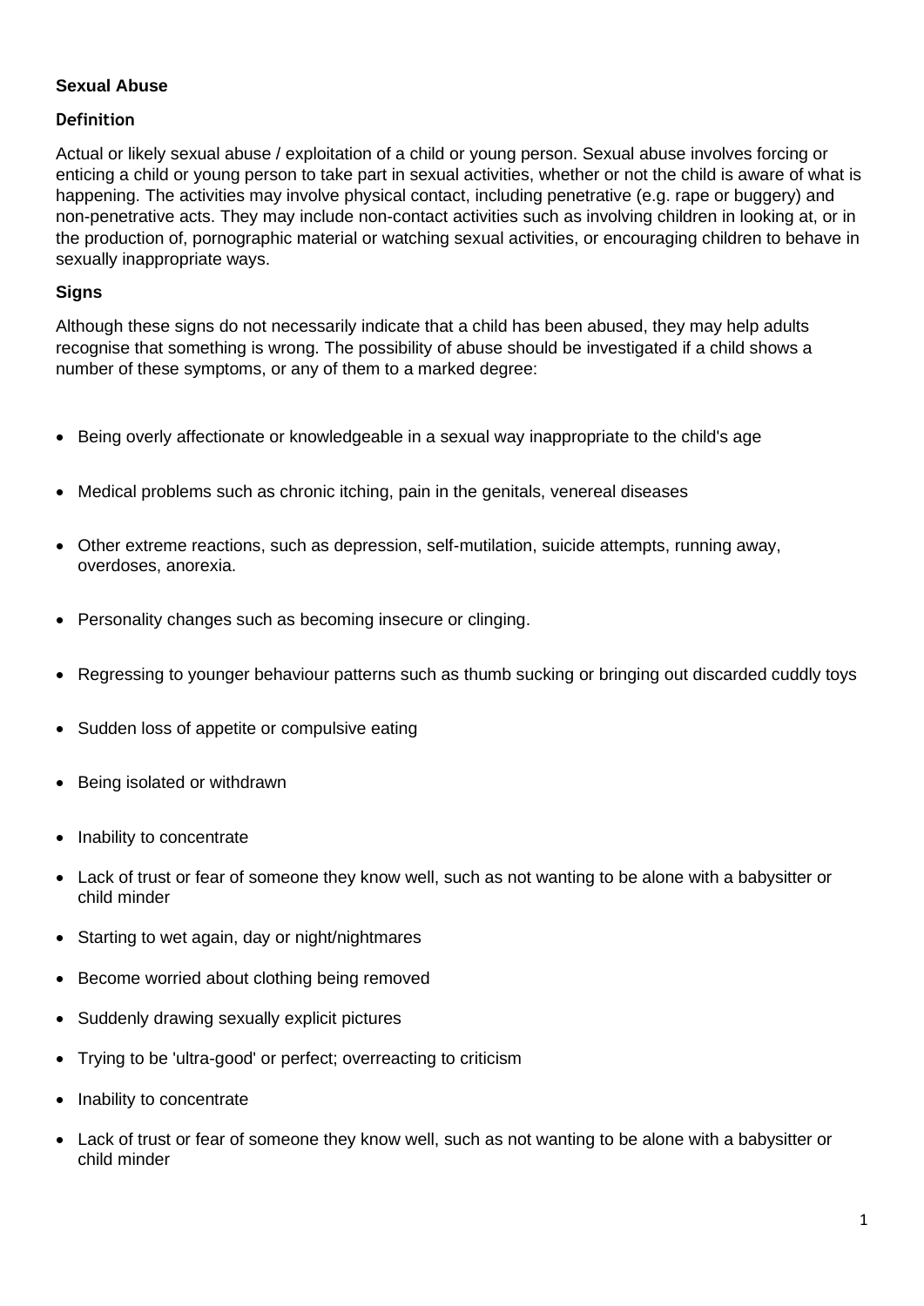**Sexual Abuse**

**Definition**

Actual or likely sexual abuse / exploitation of a child or young person. Sexual abuse involves forcing or enticing a child or young person to take part in sexual activities, whether or not the child is aware of what is happening. The activities may involve physical contact, including penetrative (e.g. rape or buggery) and non-penetrative acts. They may include non-contact activities such as involving children in looking at, or in the production of, pornographic material or watching sexual activities, or encouraging children to behave in sexually inappropriate ways.

**Signs**

Although these signs do not necessarily indicate that a child has been abused, they may help adults recognise that something is wrong. The possibility of abuse should be investigated if a child shows a number of these symptoms, or any of them to a marked degree:

- Being overly affectionate or knowledgeable in a sexual way inappropriate to the child's age
- Medical problems such as chronic itching, pain in the genitals, venereal diseases
- Other extreme reactions, such as depression, self-mutilation, suicide attempts, running away, overdoses, anorexia.
- Personality changes such as becoming insecure or clinging.
- Regressing to younger behaviour patterns such as thumb sucking or bringing out discarded cuddly toys
- Sudden loss of appetite or compulsive eating
- Being isolated or withdrawn
- Inability to concentrate
- Lack of trust or fear of someone they know well, such as not wanting to be alone with a babysitter or child minder
- Starting to wet again, day or night/nightmares
- Become worried about clothing being removed
- Suddenly drawing sexually explicit pictures
- Trying to be 'ultra-good' or perfect; overreacting to criticism
- Inability to concentrate
- Lack of trust or fear of someone they know well, such as not wanting to be alone with a babysitter or child minder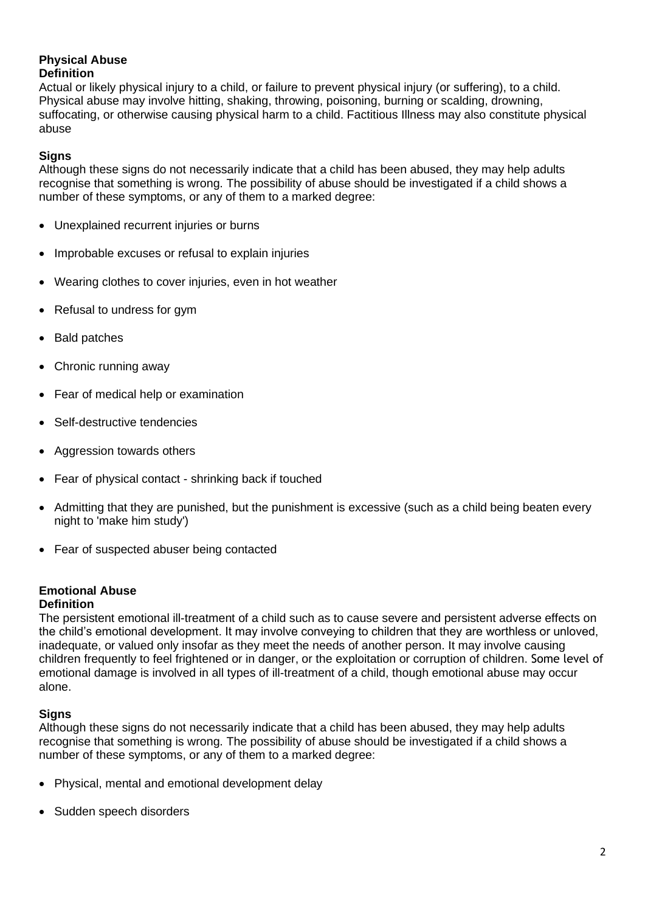## Physical Abuse

### Definition

Actual or likely physical injury to a child, or failure to prevent physical injury (or suffering), to a child. Physical abuse may involve hitting, shaking, throwing, poisoning, burning or scalding, drowning, suffocating, or otherwise causing physical harm to a child. Factitious Illness may also constitute physical abuse

### Signs

Although these signs do not necessarily indicate that a child has been abused, they may help adults recognise that something is wrong. The possibility of abuse should be investigated if a child shows a number of these symptoms, or any of them to a marked degree:

- Unexplained recurrent injuries or burns
- Improbable excuses or refusal to explain injuries
- Wearing clothes to cover injuries, even in hot weather
- Refusal to undress for gym
- Bald patches
- Chronic running away
- Fear of medical help or examination
- Self-destructive tendencies
- Aggression towards others
- Fear of physical contact - shrinking back if touched
- Admitting that they are punished, but the punishment is excessive (such as a child being beaten every night to 'make him study')
- Fear of suspected abuser being contacted

## Emotional Abuse

### Definition

The persistent emotional ill-treatment of a child such as to cause severe and persistent adverse effects on the child's emotional development. It may involve conveying to children that they are worthless or unloved, inadequate, or valued only insofar as they meet the needs of another person. It may involve causing children frequently to feel frightened or in danger, or the exploitation or corruption of children. Some level of emotional damage is involved in all types of ill-treatment of a child, though emotional abuse may occur alone.

### Signs

Although these signs do not necessarily indicate that a child has been abused, they may help adults recognise that something is wrong. The possibility of abuse should be investigated if a child shows a number of these symptoms, or any of them to a marked degree:

- Physical, mental and emotional development delay
- Sudden speech disorders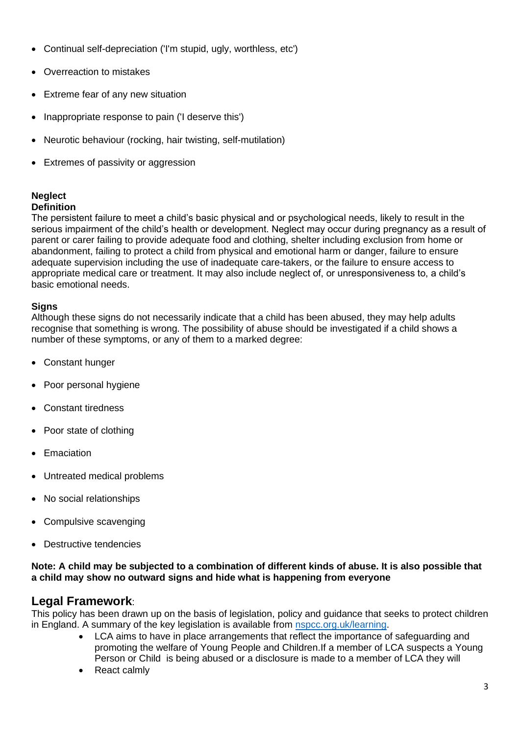- Continual self-depreciation ('I'm stupid, ugly, worthless, etc')
- Overreaction to mistakes
- Extreme fear of any new situation
- Inappropriate response to pain ('I deserve this')
- Neurotic behaviour (rocking, hair twisting, self-mutilation)
- Extremes of passivity or aggression

**Neglect**
**Definition**
The persistent failure to meet a child's basic physical and or psychological needs, likely to result in the serious impairment of the child's health or development. Neglect may occur during pregnancy as a result of parent or carer failing to provide adequate food and clothing, shelter including exclusion from home or abandonment, failing to protect a child from physical and emotional harm or danger, failure to ensure adequate supervision including the use of inadequate care-takers, or the failure to ensure access to appropriate medical care or treatment. It may also include neglect of, or unresponsiveness to, a child's basic emotional needs.

**Signs**
Although these signs do not necessarily indicate that a child has been abused, they may help adults recognise that something is wrong. The possibility of abuse should be investigated if a child shows a number of these symptoms, or any of them to a marked degree:

- Constant hunger
- Poor personal hygiene
- Constant tiredness
- Poor state of clothing
- Emaciation
- Untreated medical problems
- No social relationships
- Compulsive scavenging
- Destructive tendencies

**Note: A child may be subjected to a combination of different kinds of abuse. It is also possible that a child may show no outward signs and hide what is happening from everyone**

## Legal Framework:

This policy has been drawn up on the basis of legislation, policy and guidance that seeks to protect children in England. A summary of the key legislation is available from [nspcc.org.uk/learning](nspcc.org.uk/learning).

- LCA aims to have in place arrangements that reflect the importance of safeguarding and promoting the welfare of Young People and Children.If a member of LCA suspects a Young Person or Child is being abused or a disclosure is made to a member of LCA they will
- React calmly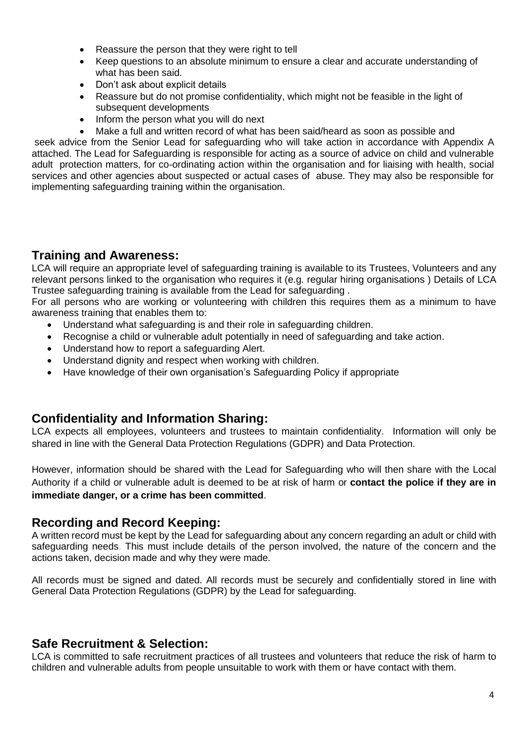- Reassure the person that they were right to tell
- Keep questions to an absolute minimum to ensure a clear and accurate understanding of what has been said.
- Don't ask about explicit details
- Reassure but do not promise confidentiality, which might not be feasible in the light of subsequent developments
- Inform the person what you will do next
- Make a full and written record of what has been said/heard as soon as possible and

seek advice from the Senior Lead for safeguarding who will take action in accordance with Appendix A attached. The Lead for Safeguarding is responsible for acting as a source of advice on child and vulnerable adult protection matters, for co-ordinating action within the organisation and for liaising with health, social services and other agencies about suspected or actual cases of abuse. They may also be responsible for implementing safeguarding training within the organisation.

## Training and Awareness:

LCA will require an appropriate level of safeguarding training is available to its Trustees, Volunteers and any relevant persons linked to the organisation who requires it (e.g. regular hiring organisations ) Details of LCA Trustee safeguarding training is available from the Lead for safeguarding .

For all persons who are working or volunteering with children this requires them as a minimum to have awareness training that enables them to:

- Understand what safeguarding is and their role in safeguarding children.
- Recognise a child or vulnerable adult potentially in need of safeguarding and take action.
- Understand how to report a safeguarding Alert.
- Understand dignity and respect when working with children.
- Have knowledge of their own organisation's Safeguarding Policy if appropriate

## Confidentiality and Information Sharing:

LCA expects all employees, volunteers and trustees to maintain confidentiality. Information will only be shared in line with the General Data Protection Regulations (GDPR) and Data Protection.

However, information should be shared with the Lead for Safeguarding who will then share with the Local Authority if a child or vulnerable adult is deemed to be at risk of harm or **contact the police if they are in immediate danger, or a crime has been committed**.

## Recording and Record Keeping:

A written record must be kept by the Lead for safeguarding about any concern regarding an adult or child with safeguarding needs. This must include details of the person involved, the nature of the concern and the actions taken, decision made and why they were made.

All records must be signed and dated. All records must be securely and confidentially stored in line with General Data Protection Regulations (GDPR) by the Lead for safeguarding.

## Safe Recruitment & Selection:

LCA is committed to safe recruitment practices of all trustees and volunteers that reduce the risk of harm to children and vulnerable adults from people unsuitable to work with them or have contact with them.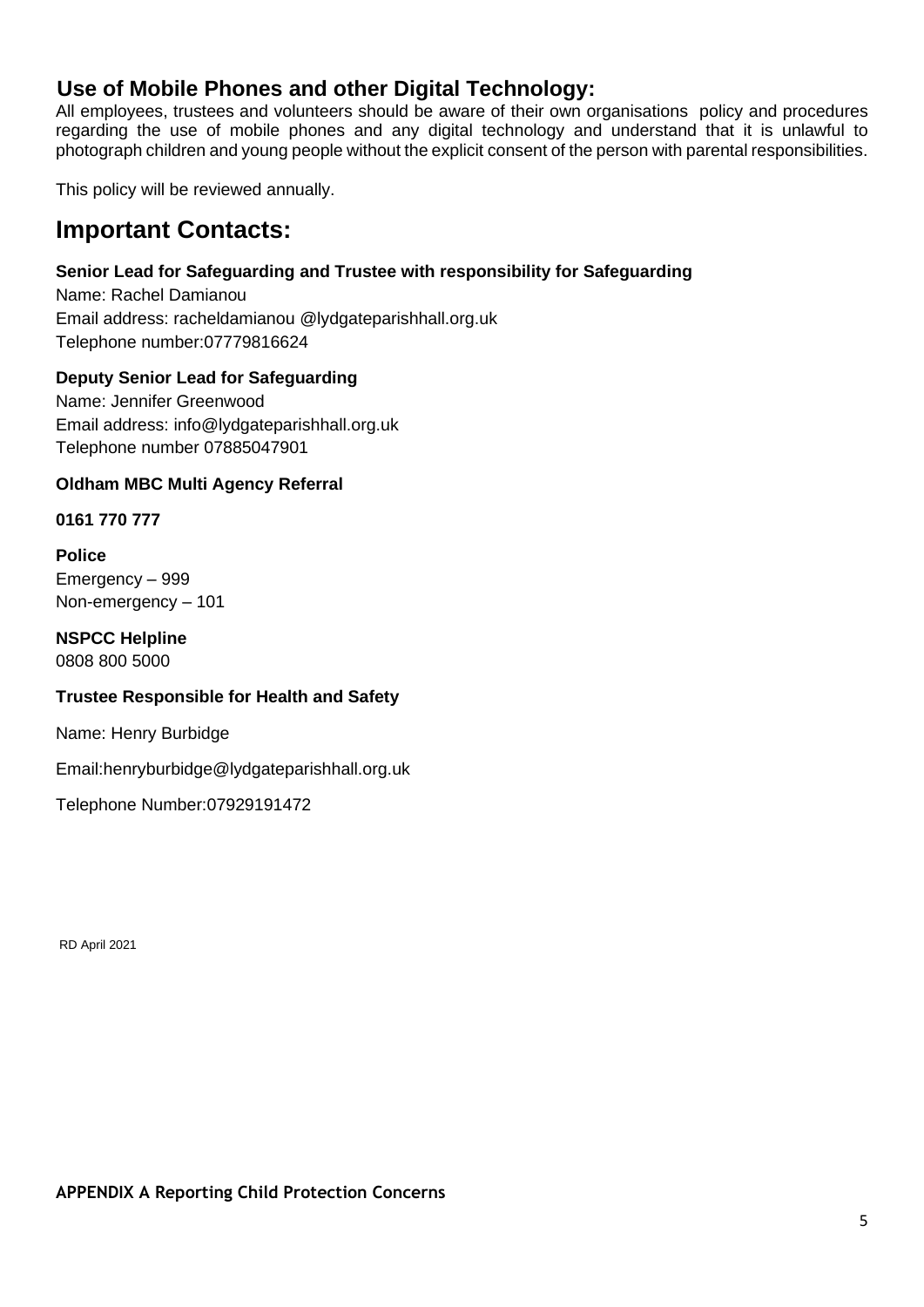## Use of Mobile Phones and other Digital Technology:

All employees, trustees and volunteers should be aware of their own organisations policy and procedures regarding the use of mobile phones and any digital technology and understand that it is unlawful to photograph children and young people without the explicit consent of the person with parental responsibilities.

This policy will be reviewed annually.

# Important Contacts:

**Senior Lead for Safeguarding and Trustee with responsibility for Safeguarding**

Name: Rachel Damianou
Email address: racheldamianou @lydgateparishhall.org.uk
Telephone number:07779816624

**Deputy Senior Lead for Safeguarding**

Name: Jennifer Greenwood
Email address: info@lydgateparishhall.org.uk
Telephone number 07885047901

**Oldham MBC Multi Agency Referral**

**0161 770 777**

**Police**
Emergency – 999
Non-emergency – 101

**NSPCC Helpline**
0808 800 5000

**Trustee Responsible for Health and Safety**

Name: Henry Burbidge

Email:henryburbidge@lydgateparishhall.org.uk

Telephone Number:07929191472

RD April 2021

**APPENDIX A Reporting Child Protection Concerns**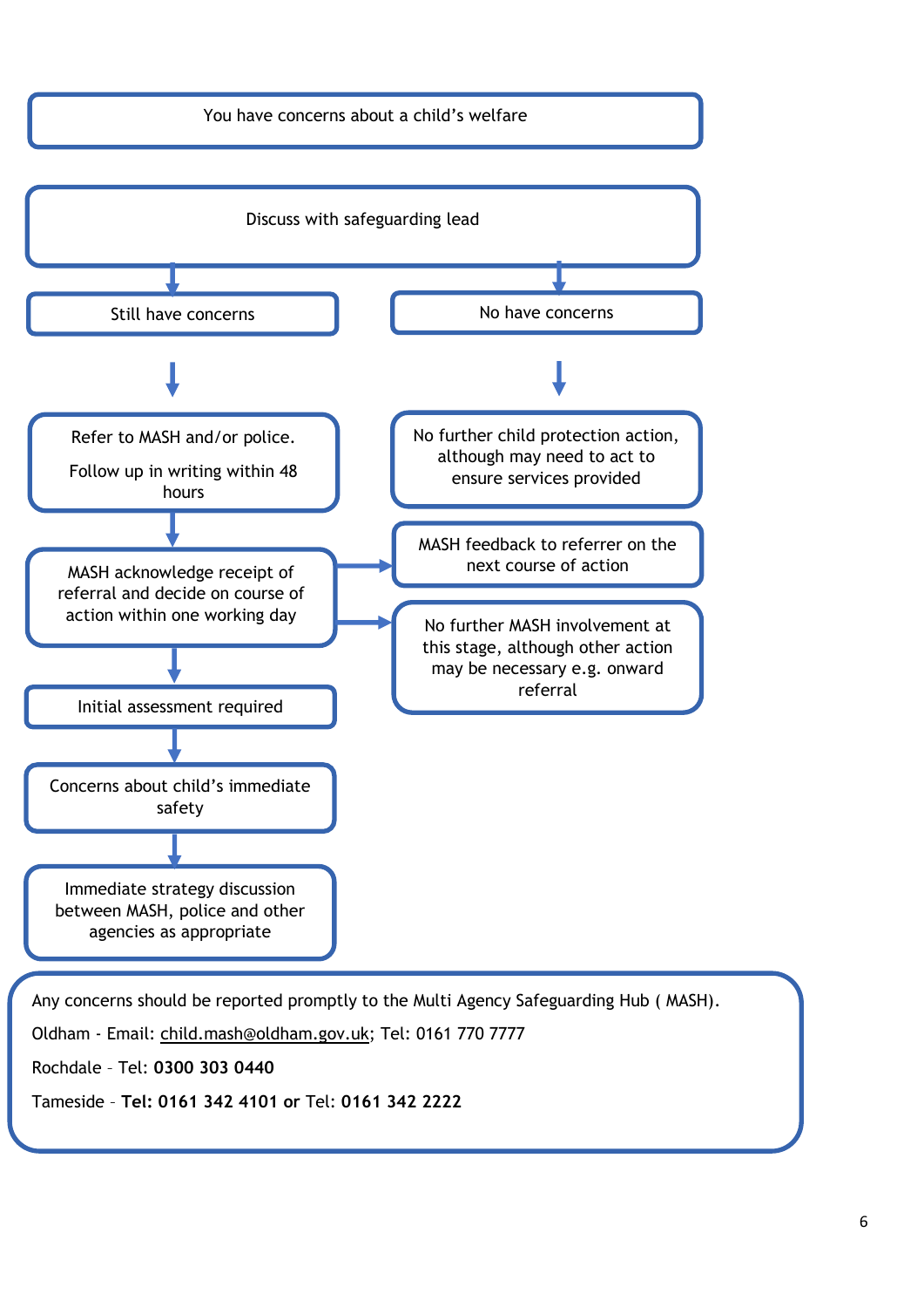You have concerns about a child's welfare

Discuss with safeguarding lead

Still have concerns

No have concerns

Refer to MASH and/or police.

Follow up in writing within 48 hours

No further child protection action, although may need to act to ensure services provided

MASH acknowledge receipt of referral and decide on course of action within one working day

MASH feedback to referrer on the next course of action

No further MASH involvement at this stage, although other action may be necessary e.g. onward referral

Initial assessment required

Concerns about child's immediate safety

Immediate strategy discussion between MASH, police and other agencies as appropriate

Any concerns should be reported promptly to the Multi Agency Safeguarding Hub ( MASH).

Oldham - Email: child.mash@oldham.gov.uk; Tel: 0161 770 7777

Rochdale – Tel: **0300 303 0440**

Tameside – **Tel: 0161 342 4101 or** Tel: **0161 342 2222**